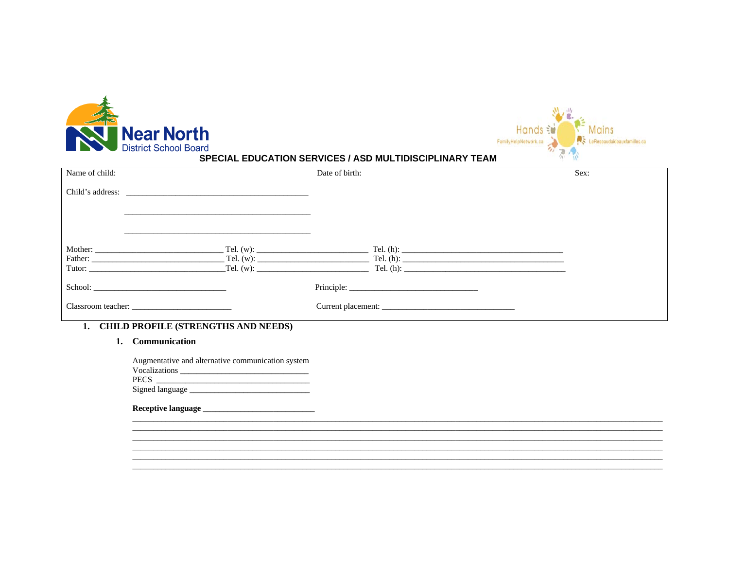Near North District School Board

Hands FamilyHelpNetwork.ca Mains LeReseaudaideauxfamilles.ca

## SPECIAL EDUCATION SERVICES / ASD MULTIDISCIPLINARY TEAM

Name of child: Date of birth: Sex:

Child's address: ________________________________________

________________________________________

________________________________________

Mother: ____________________________ Tel. (w): _________________________ Tel. (h): ____________________________________

Father: ____________________________ Tel. (w): _________________________ Tel. (h): ____________________________________

Tutor: _____________________________Tel. (w): _________________________ Tel. (h): ____________________________________

School: ____________________________ Principle: ____________________________

Classroom teacher: _______________________ Current placement: ______________________________

### 1. CHILD PROFILE (STRENGTHS AND NEEDS)

#### 1. Communication

Augmentative and alternative communication system
Vocalizations ____________________________
PECS ____________________________________
Signed language ___________________________

**Receptive language** _________________________

____________________________________________________________________________________________________
____________________________________________________________________________________________________
____________________________________________________________________________________________________
____________________________________________________________________________________________________
____________________________________________________________________________________________________
____________________________________________________________________________________________________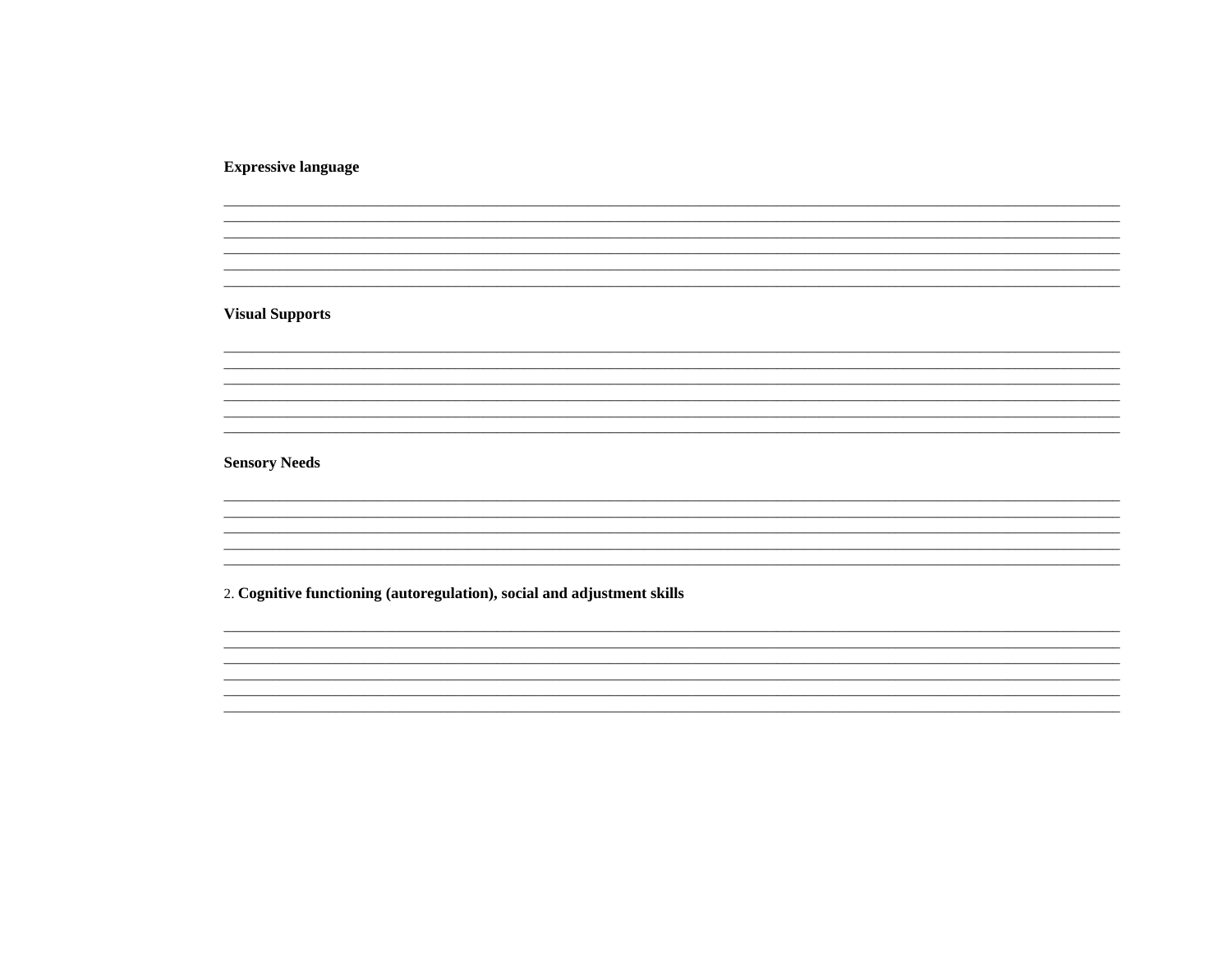**Expressive language**

______________________________________________________________________________________________
______________________________________________________________________________________________
______________________________________________________________________________________________
______________________________________________________________________________________________
______________________________________________________________________________________________
______________________________________________________________________________________________

**Visual Supports**

______________________________________________________________________________________________
______________________________________________________________________________________________
______________________________________________________________________________________________
______________________________________________________________________________________________
______________________________________________________________________________________________
______________________________________________________________________________________________

**Sensory Needs**

______________________________________________________________________________________________
______________________________________________________________________________________________
______________________________________________________________________________________________
______________________________________________________________________________________________
______________________________________________________________________________________________

2. **Cognitive functioning (autoregulation), social and adjustment skills**

______________________________________________________________________________________________
______________________________________________________________________________________________
______________________________________________________________________________________________
______________________________________________________________________________________________
______________________________________________________________________________________________
______________________________________________________________________________________________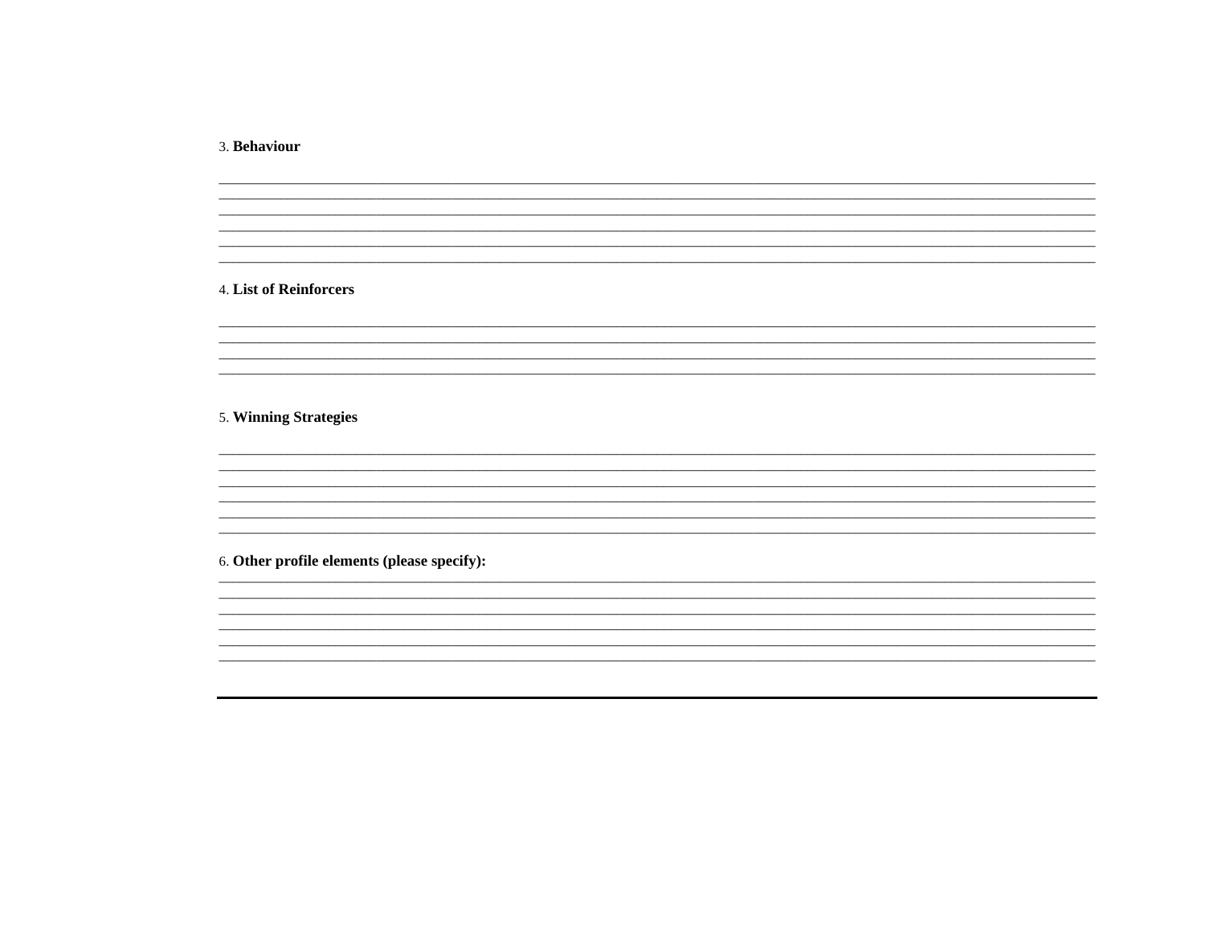3. **Behaviour**

______________________________________________________________________________________________________________
______________________________________________________________________________________________________________
______________________________________________________________________________________________________________
______________________________________________________________________________________________________________
______________________________________________________________________________________________________________
______________________________________________________________________________________________________________

4. **List of Reinforcers**

______________________________________________________________________________________________________________
______________________________________________________________________________________________________________
______________________________________________________________________________________________________________
______________________________________________________________________________________________________________

5. **Winning Strategies**

______________________________________________________________________________________________________________
______________________________________________________________________________________________________________
______________________________________________________________________________________________________________
______________________________________________________________________________________________________________
______________________________________________________________________________________________________________
______________________________________________________________________________________________________________

6. **Other profile elements (please specify):**

______________________________________________________________________________________________________________
______________________________________________________________________________________________________________
______________________________________________________________________________________________________________
______________________________________________________________________________________________________________
______________________________________________________________________________________________________________
______________________________________________________________________________________________________________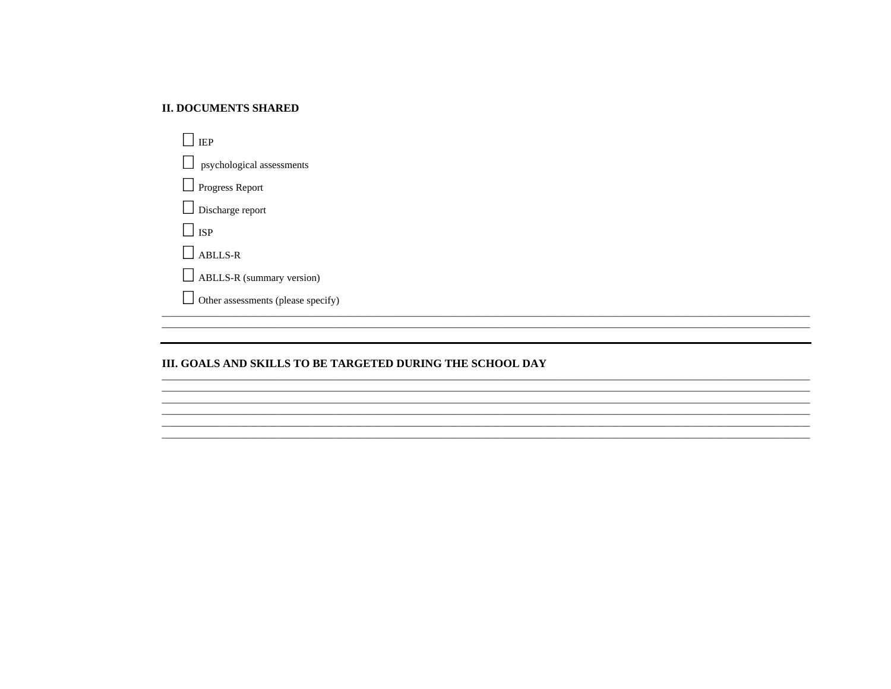**II. DOCUMENTS SHARED**

- ☐ IEP
- ☐ psychological assessments
- ☐ Progress Report
- ☐ Discharge report
- ☐ ISP
- ☐ ABLLS-R
- ☐ ABLLS-R (summary version)
- ☐ Other assessments (please specify)

\_\_\_\_\_\_\_\_\_\_\_\_\_\_\_\_\_\_\_\_\_\_\_\_\_\_\_\_\_\_\_\_\_\_\_\_\_\_\_\_\_\_\_\_\_\_\_\_\_\_\_\_\_\_\_\_\_\_\_\_\_\_\_\_\_\_\_\_\_\_\_\_\_\_\_\_\_\_

\_\_\_\_\_\_\_\_\_\_\_\_\_\_\_\_\_\_\_\_\_\_\_\_\_\_\_\_\_\_\_\_\_\_\_\_\_\_\_\_\_\_\_\_\_\_\_\_\_\_\_\_\_\_\_\_\_\_\_\_\_\_\_\_\_\_\_\_\_\_\_\_\_\_\_\_\_\_

---

**III. GOALS AND SKILLS TO BE TARGETED DURING THE SCHOOL DAY**

\_\_\_\_\_\_\_\_\_\_\_\_\_\_\_\_\_\_\_\_\_\_\_\_\_\_\_\_\_\_\_\_\_\_\_\_\_\_\_\_\_\_\_\_\_\_\_\_\_\_\_\_\_\_\_\_\_\_\_\_\_\_\_\_\_\_\_\_\_\_\_\_\_\_\_\_\_\_

\_\_\_\_\_\_\_\_\_\_\_\_\_\_\_\_\_\_\_\_\_\_\_\_\_\_\_\_\_\_\_\_\_\_\_\_\_\_\_\_\_\_\_\_\_\_\_\_\_\_\_\_\_\_\_\_\_\_\_\_\_\_\_\_\_\_\_\_\_\_\_\_\_\_\_\_\_\_

\_\_\_\_\_\_\_\_\_\_\_\_\_\_\_\_\_\_\_\_\_\_\_\_\_\_\_\_\_\_\_\_\_\_\_\_\_\_\_\_\_\_\_\_\_\_\_\_\_\_\_\_\_\_\_\_\_\_\_\_\_\_\_\_\_\_\_\_\_\_\_\_\_\_\_\_\_\_

\_\_\_\_\_\_\_\_\_\_\_\_\_\_\_\_\_\_\_\_\_\_\_\_\_\_\_\_\_\_\_\_\_\_\_\_\_\_\_\_\_\_\_\_\_\_\_\_\_\_\_\_\_\_\_\_\_\_\_\_\_\_\_\_\_\_\_\_\_\_\_\_\_\_\_\_\_\_

\_\_\_\_\_\_\_\_\_\_\_\_\_\_\_\_\_\_\_\_\_\_\_\_\_\_\_\_\_\_\_\_\_\_\_\_\_\_\_\_\_\_\_\_\_\_\_\_\_\_\_\_\_\_\_\_\_\_\_\_\_\_\_\_\_\_\_\_\_\_\_\_\_\_\_\_\_\_

\_\_\_\_\_\_\_\_\_\_\_\_\_\_\_\_\_\_\_\_\_\_\_\_\_\_\_\_\_\_\_\_\_\_\_\_\_\_\_\_\_\_\_\_\_\_\_\_\_\_\_\_\_\_\_\_\_\_\_\_\_\_\_\_\_\_\_\_\_\_\_\_\_\_\_\_\_\_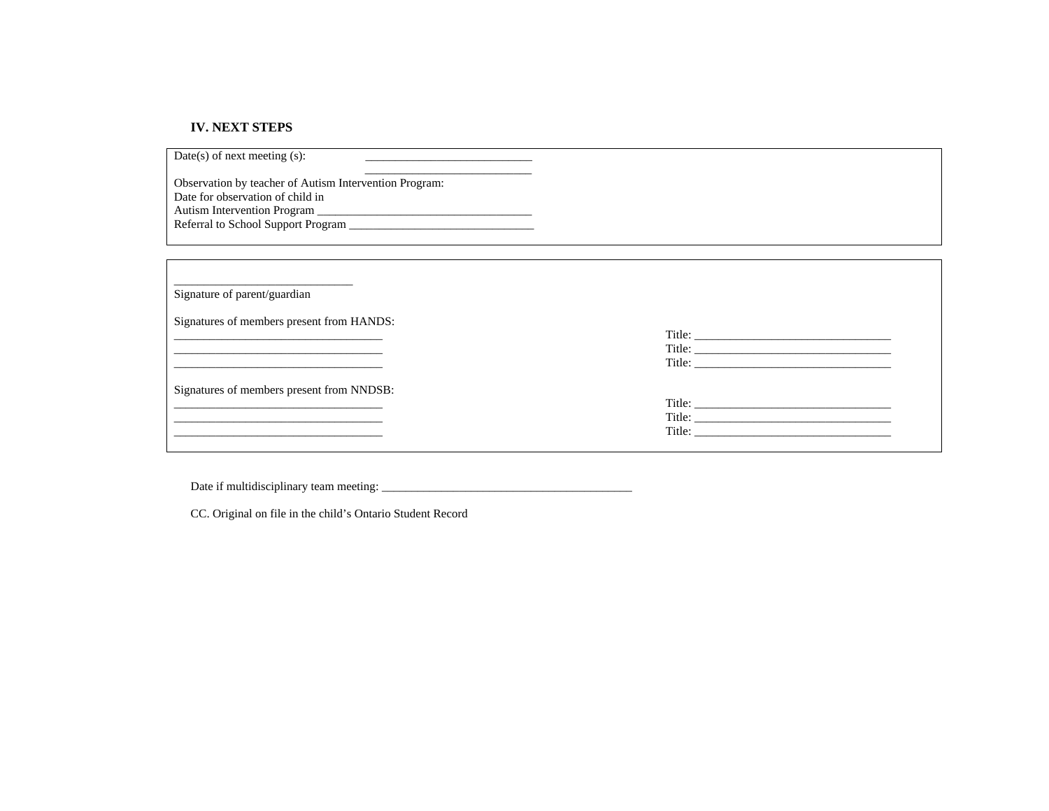### IV. NEXT STEPS

Date(s) of next meeting (s): ____________________________
____________________________

Observation by teacher of Autism Intervention Program:
Date for observation of child in
Autism Intervention Program ____________________________________
Referral to School Support Program _______________________________

______________________________
Signature of parent/guardian

Signatures of members present from HANDS:

| | |
|---|---|
| ___________________________________ | Title: _________________________________ |
| ___________________________________ | Title: _________________________________ |
| ___________________________________ | Title: _________________________________ |

Signatures of members present from NNDSB:

| | |
|---|---|
| ___________________________________ | Title: _________________________________ |
| ___________________________________ | Title: _________________________________ |
| ___________________________________ | Title: _________________________________ |

Date if multidisciplinary team meeting: __________________________________________

CC. Original on file in the child's Ontario Student Record